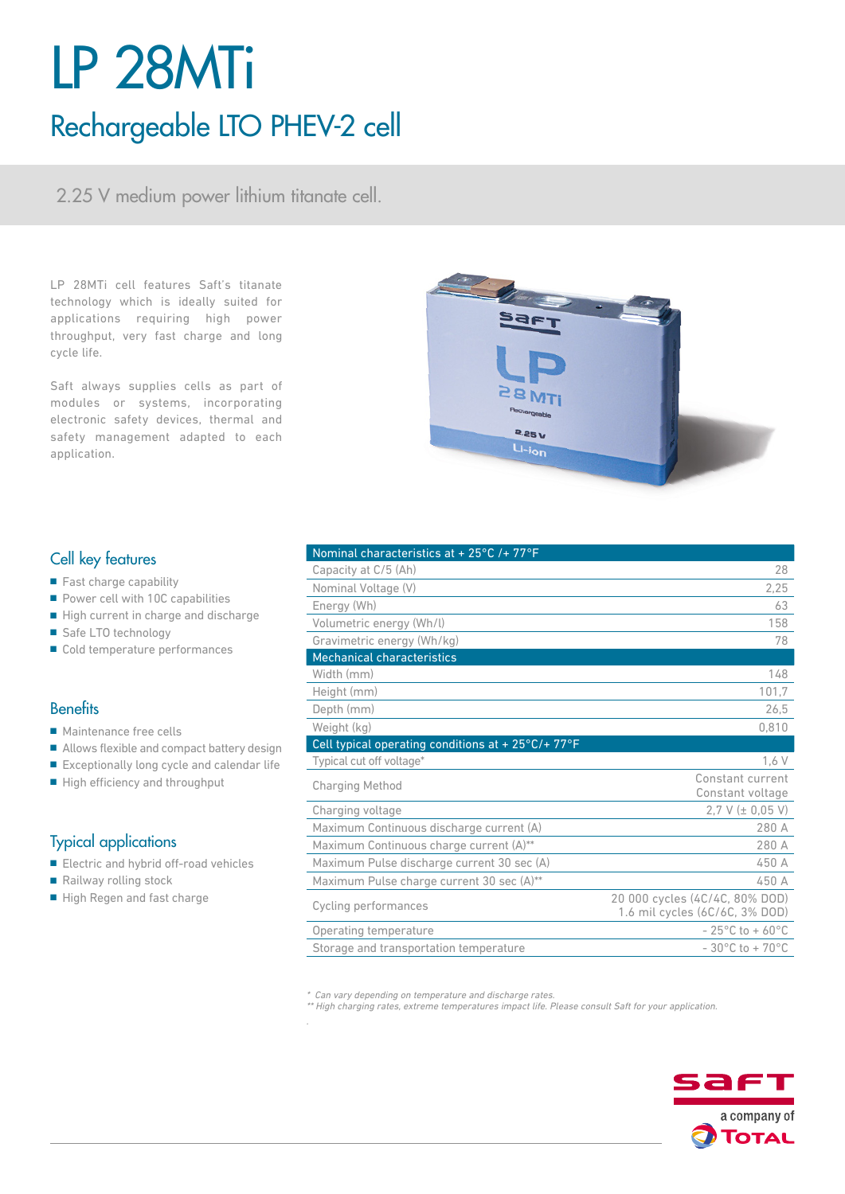# LP 28MTi

## Rechargeable LTO PHEV-2 cell

2.25 V medium power lithium titanate cell.

LP 28MTi cell features Saft's titanate technology which is ideally suited for applications requiring high power throughput, very fast charge and long cycle life.

Saft always supplies cells as part of modules or systems, incorporating electronic safety devices, thermal and safety management adapted to each application.

### Cell key features

- Fast charge capability
- Power cell with 10C capabilities
- High current in charge and discharge
- Safe LTO technology
- Cold temperature performances

### Benefits

- Maintenance free cells
- Allows flexible and compact battery design
- Exceptionally long cycle and calendar life
- High efficiency and throughput

### Typical applications

- Electric and hybrid off-road vehicles
- Railway rolling stock
- High Regen and fast charge

| Nominal characteristics at + 25°C /+ 77°F | |
|---|---|
| Capacity at C/5 (Ah) | 28 |
| Nominal Voltage (V) | 2,25 |
| Energy (Wh) | 63 |
| Volumetric energy (Wh/l) | 158 |
| Gravimetric energy (Wh/kg) | 78 |
| **Mechanical characteristics** | |
| Width (mm) | 148 |
| Height (mm) | 101,7 |
| Depth (mm) | 26,5 |
| Weight (kg) | 0,810 |
| **Cell typical operating conditions at + 25°C/+ 77°F** | |
| Typical cut off voltage* | 1,6 V |
| Charging Method | Constant current Constant voltage |
| Charging voltage | 2,7 V (± 0,05 V) |
| Maximum Continuous discharge current (A) | 280 A |
| Maximum Continuous charge current (A)** | 280 A |
| Maximum Pulse discharge current 30 sec (A) | 450 A |
| Maximum Pulse charge current 30 sec (A)** | 450 A |
| Cycling performances | 20 000 cycles (4C/4C, 80% DOD) 1.6 mil cycles (6C/6C, 3% DOD) |
| Operating temperature | - 25°C to + 60°C |
| Storage and transportation temperature | - 30°C to + 70°C |

*\* Can vary depending on temperature and discharge rates.*
*\*\* High charging rates, extreme temperatures impact life. Please consult Saft for your application.*

saft
a company of TOTAL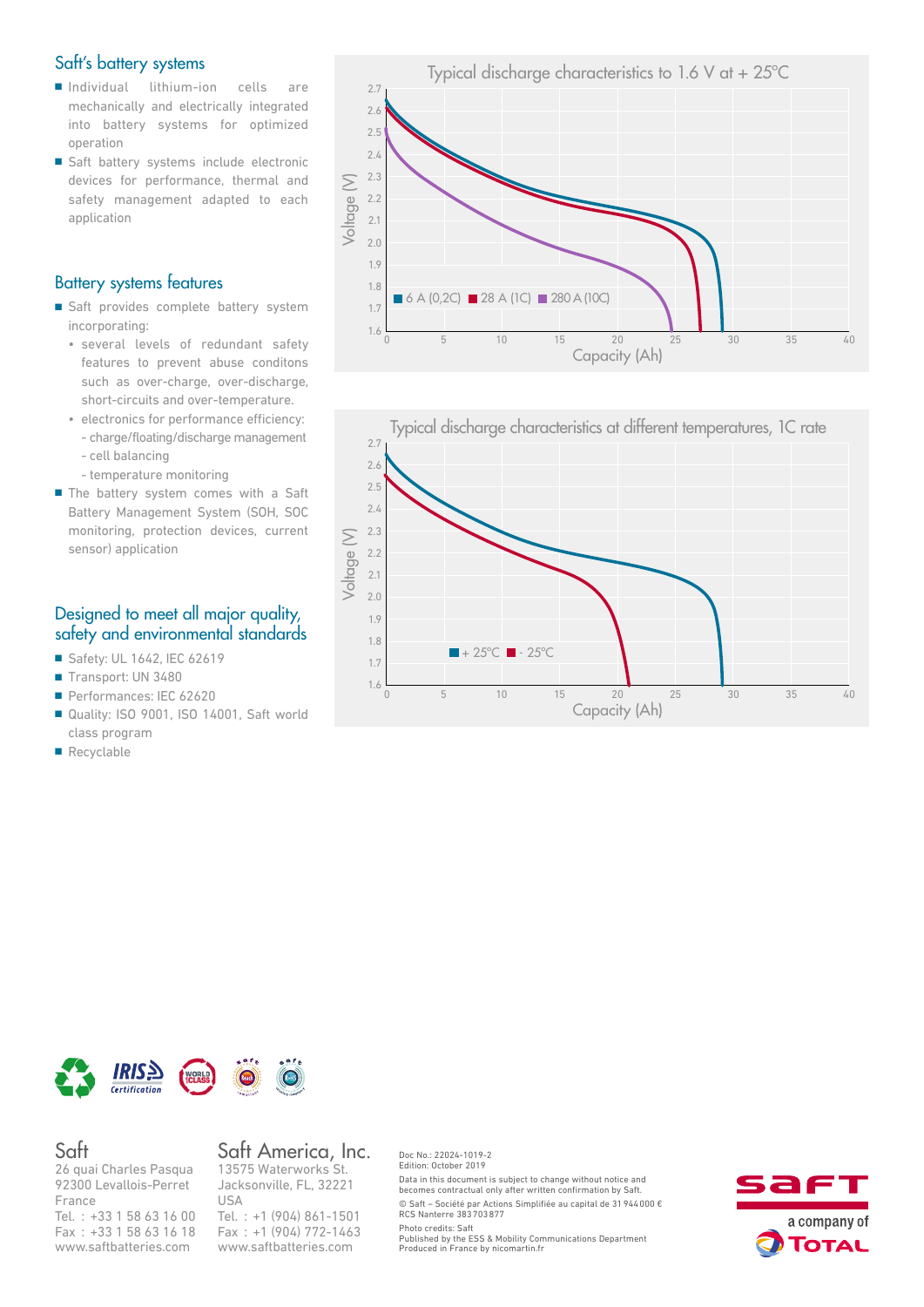## Saft's battery systems

- Individual lithium-ion cells are mechanically and electrically integrated into battery systems for optimized operation
- Saft battery systems include electronic devices for performance, thermal and safety management adapted to each application

## Battery systems features

- Saft provides complete battery system incorporating:
  - several levels of redundant safety features to prevent abuse conditons such as over-charge, over-discharge, short-circuits and over-temperature.
  - electronics for performance efficiency:
    - charge/floating/discharge management
    - cell balancing
    - temperature monitoring
- The battery system comes with a Saft Battery Management System (SOH, SOC monitoring, protection devices, current sensor) application

## Designed to meet all major quality, safety and environmental standards

- Safety: UL 1642, IEC 62619
- Transport: UN 3480
- Performances: IEC 62620
- Quality: ISO 9001, ISO 14001, Saft world class program
- Recyclable

Typical discharge characteristics to 1.6 V at + 25°C

Voltage (V)

2.7
2.6
2.5
2.4
2.3
2.2
2.1
2.0
1.9
1.8
1.7
1.6

0 5 10 15 20 25 30 35 40

Capacity (Ah)

6 A (0,2C) 28 A (1C) 280 A (10C)

Typical discharge characteristics at different temperatures, 1C rate

Voltage (V)

2.7
2.6
2.5
2.4
2.3
2.2
2.1
2.0
1.9
1.8
1.7
1.6

0 5 10 15 20 25 30 35 40

Capacity (Ah)

+ 25°C - 25°C

**Saft**
26 quai Charles Pasqua
92300 Levallois-Perret
France
Tel. : +33 1 58 63 16 00
Fax : +33 1 58 63 16 18
www.saftbatteries.com

**Saft America, Inc.**
13575 Waterworks St.
Jacksonville, FL, 32221
USA
Tel. : +1 (904) 861-1501
Fax : +1 (904) 772-1463
www.saftbatteries.com

Doc No.: 22024-1019-2
Edition: October 2019
Data in this document is subject to change without notice and becomes contractual only after written confirmation by Saft.
© Saft – Société par Actions Simplifiée au capital de 31 944 000 €
RCS Nanterre 383 703 877
Photo credits: Saft
Published by the ESS & Mobility Communications Department
Produced in France by nicomartin.fr

saft
a company of TOTAL